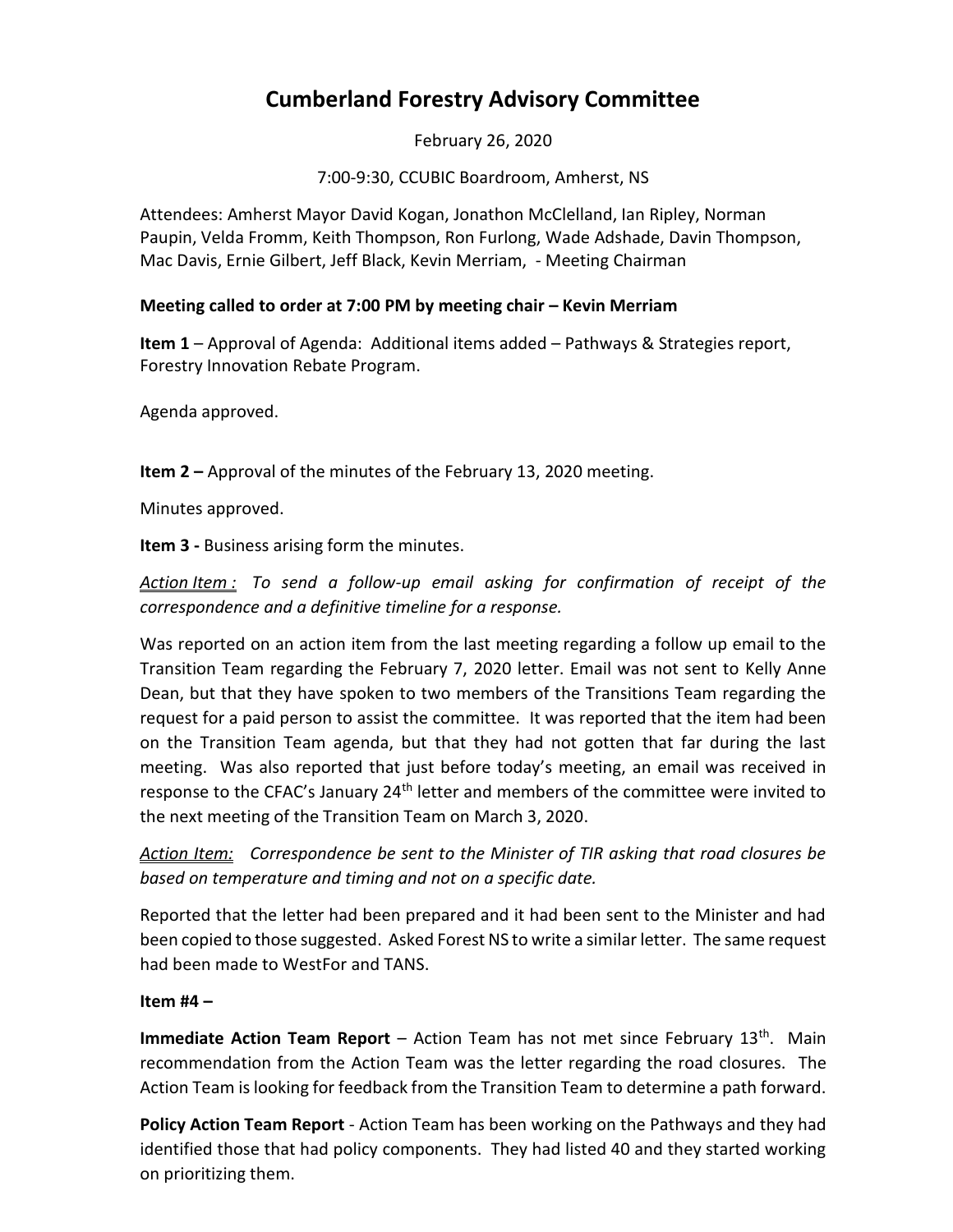# Cumberland Forestry Advisory Committee

February 26, 2020

7:00-9:30, CCUBIC Boardroom, Amherst, NS

Attendees: Amherst Mayor David Kogan, Jonathon McClelland, Ian Ripley, Norman Paupin, Velda Fromm, Keith Thompson, Ron Furlong, Wade Adshade, Davin Thompson, Mac Davis, Ernie Gilbert, Jeff Black, Kevin Merriam, - Meeting Chairman

**Meeting called to order at 7:00 PM by meeting chair – Kevin Merriam**

**Item 1** – Approval of Agenda: Additional items added – Pathways & Strategies report, Forestry Innovation Rebate Program.

Agenda approved.

**Item 2 –** Approval of the minutes of the February 13, 2020 meeting.

Minutes approved.

**Item 3 -** Business arising form the minutes.

*Action Item : To send a follow-up email asking for confirmation of receipt of the correspondence and a definitive timeline for a response.*

Was reported on an action item from the last meeting regarding a follow up email to the Transition Team regarding the February 7, 2020 letter. Email was not sent to Kelly Anne Dean, but that they have spoken to two members of the Transitions Team regarding the request for a paid person to assist the committee. It was reported that the item had been on the Transition Team agenda, but that they had not gotten that far during the last meeting. Was also reported that just before today's meeting, an email was received in response to the CFAC's January 24th letter and members of the committee were invited to the next meeting of the Transition Team on March 3, 2020.

*Action Item: Correspondence be sent to the Minister of TIR asking that road closures be based on temperature and timing and not on a specific date.*

Reported that the letter had been prepared and it had been sent to the Minister and had been copied to those suggested. Asked Forest NS to write a similar letter. The same request had been made to WestFor and TANS.

**Item #4 –**

**Immediate Action Team Report** – Action Team has not met since February 13th. Main recommendation from the Action Team was the letter regarding the road closures. The Action Team is looking for feedback from the Transition Team to determine a path forward.

**Policy Action Team Report** - Action Team has been working on the Pathways and they had identified those that had policy components. They had listed 40 and they started working on prioritizing them.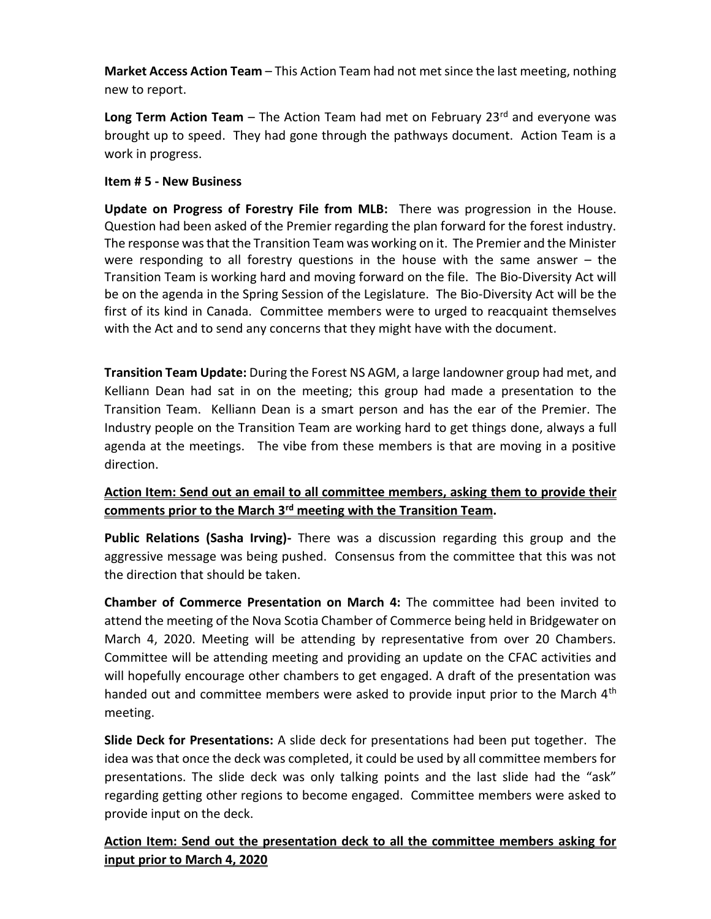**Market Access Action Team** – This Action Team had not met since the last meeting, nothing new to report.

**Long Term Action Team** – The Action Team had met on February 23rd and everyone was brought up to speed. They had gone through the pathways document. Action Team is a work in progress.

**Item # 5 - New Business**

**Update on Progress of Forestry File from MLB:** There was progression in the House. Question had been asked of the Premier regarding the plan forward for the forest industry. The response was that the Transition Team was working on it. The Premier and the Minister were responding to all forestry questions in the house with the same answer – the Transition Team is working hard and moving forward on the file. The Bio-Diversity Act will be on the agenda in the Spring Session of the Legislature. The Bio-Diversity Act will be the first of its kind in Canada. Committee members were to urged to reacquaint themselves with the Act and to send any concerns that they might have with the document.

**Transition Team Update:** During the Forest NS AGM, a large landowner group had met, and Kelliann Dean had sat in on the meeting; this group had made a presentation to the Transition Team. Kelliann Dean is a smart person and has the ear of the Premier. The Industry people on the Transition Team are working hard to get things done, always a full agenda at the meetings. The vibe from these members is that are moving in a positive direction.

**<u>Action Item: Send out an email to all committee members, asking them to provide their comments prior to the March 3rd meeting with the Transition Team</u>.**

**Public Relations (Sasha Irving)-** There was a discussion regarding this group and the aggressive message was being pushed. Consensus from the committee that this was not the direction that should be taken.

**Chamber of Commerce Presentation on March 4:** The committee had been invited to attend the meeting of the Nova Scotia Chamber of Commerce being held in Bridgewater on March 4, 2020. Meeting will be attending by representative from over 20 Chambers. Committee will be attending meeting and providing an update on the CFAC activities and will hopefully encourage other chambers to get engaged. A draft of the presentation was handed out and committee members were asked to provide input prior to the March 4th meeting.

**Slide Deck for Presentations:** A slide deck for presentations had been put together. The idea was that once the deck was completed, it could be used by all committee members for presentations. The slide deck was only talking points and the last slide had the "ask" regarding getting other regions to become engaged. Committee members were asked to provide input on the deck.

**<u>Action Item: Send out the presentation deck to all the committee members asking for input prior to March 4, 2020</u>**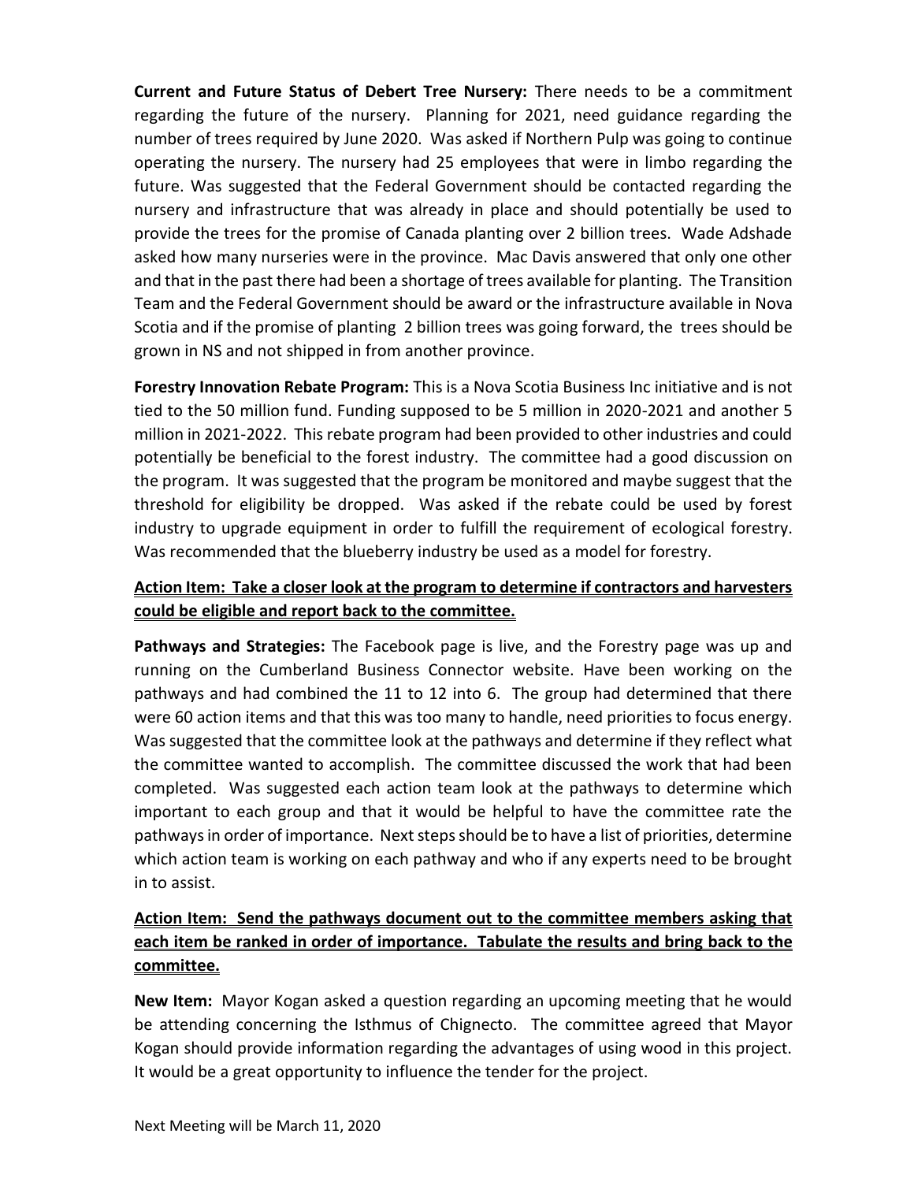**Current and Future Status of Debert Tree Nursery:** There needs to be a commitment regarding the future of the nursery. Planning for 2021, need guidance regarding the number of trees required by June 2020. Was asked if Northern Pulp was going to continue operating the nursery. The nursery had 25 employees that were in limbo regarding the future. Was suggested that the Federal Government should be contacted regarding the nursery and infrastructure that was already in place and should potentially be used to provide the trees for the promise of Canada planting over 2 billion trees. Wade Adshade asked how many nurseries were in the province. Mac Davis answered that only one other and that in the past there had been a shortage of trees available for planting. The Transition Team and the Federal Government should be award or the infrastructure available in Nova Scotia and if the promise of planting 2 billion trees was going forward, the trees should be grown in NS and not shipped in from another province.

**Forestry Innovation Rebate Program:** This is a Nova Scotia Business Inc initiative and is not tied to the 50 million fund. Funding supposed to be 5 million in 2020-2021 and another 5 million in 2021-2022. This rebate program had been provided to other industries and could potentially be beneficial to the forest industry. The committee had a good discussion on the program. It was suggested that the program be monitored and maybe suggest that the threshold for eligibility be dropped. Was asked if the rebate could be used by forest industry to upgrade equipment in order to fulfill the requirement of ecological forestry. Was recommended that the blueberry industry be used as a model for forestry.

**Action Item: Take a closer look at the program to determine if contractors and harvesters could be eligible and report back to the committee.**

**Pathways and Strategies:** The Facebook page is live, and the Forestry page was up and running on the Cumberland Business Connector website. Have been working on the pathways and had combined the 11 to 12 into 6. The group had determined that there were 60 action items and that this was too many to handle, need priorities to focus energy. Was suggested that the committee look at the pathways and determine if they reflect what the committee wanted to accomplish. The committee discussed the work that had been completed. Was suggested each action team look at the pathways to determine which important to each group and that it would be helpful to have the committee rate the pathways in order of importance. Next steps should be to have a list of priorities, determine which action team is working on each pathway and who if any experts need to be brought in to assist.

**Action Item: Send the pathways document out to the committee members asking that each item be ranked in order of importance. Tabulate the results and bring back to the committee.**

**New Item:** Mayor Kogan asked a question regarding an upcoming meeting that he would be attending concerning the Isthmus of Chignecto. The committee agreed that Mayor Kogan should provide information regarding the advantages of using wood in this project. It would be a great opportunity to influence the tender for the project.

Next Meeting will be March 11, 2020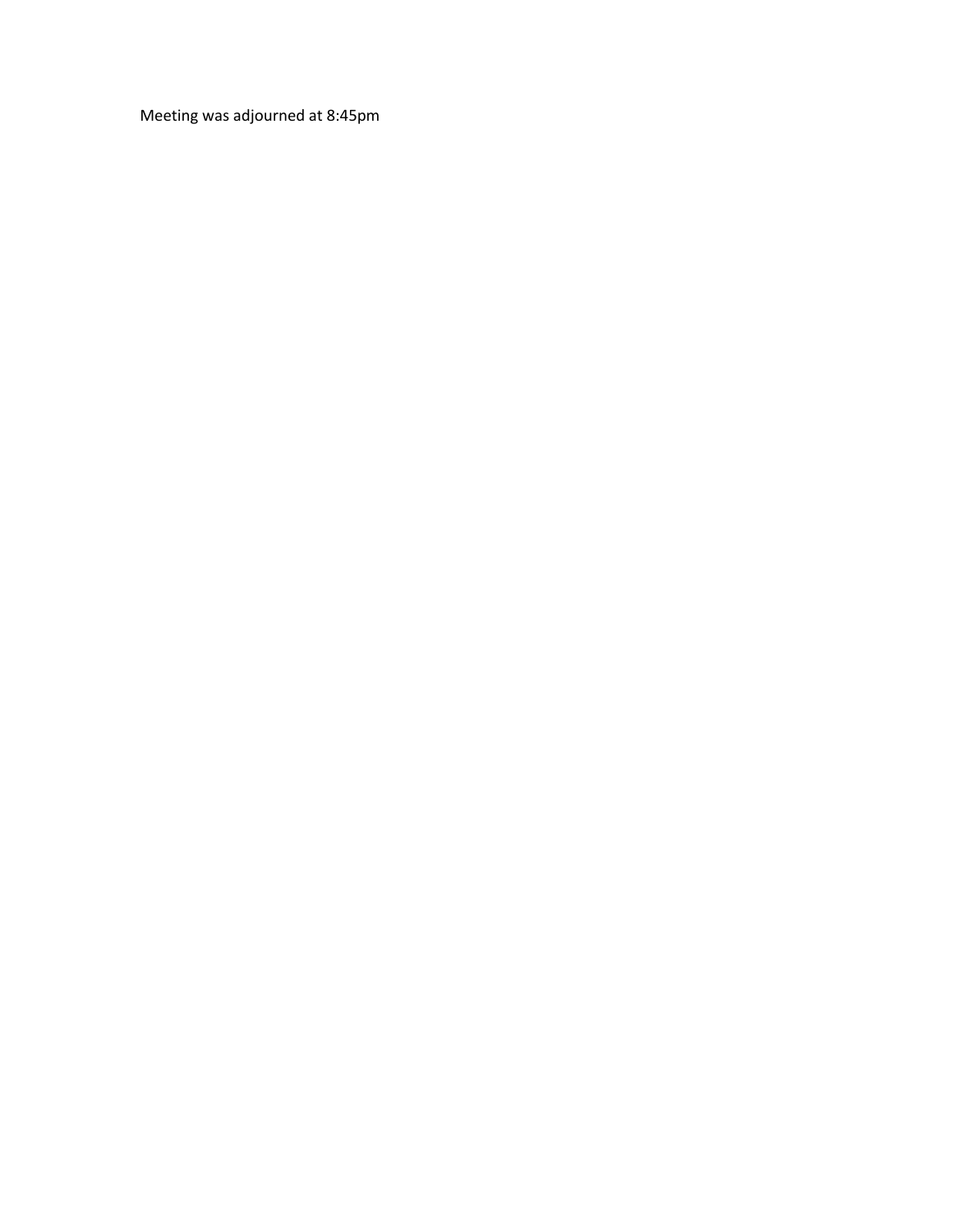Meeting was adjourned at 8:45pm